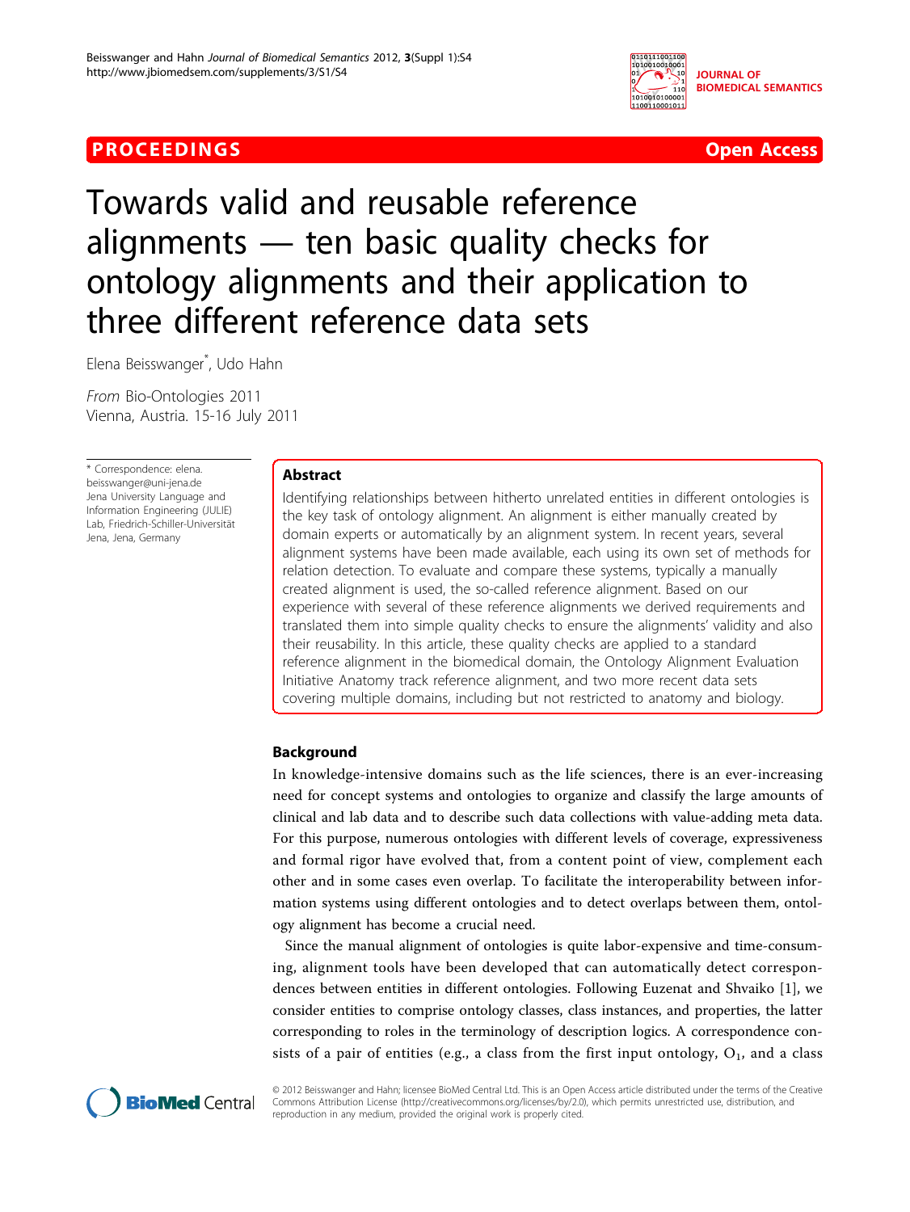**PROCEEDINGS** **Open Access**

# Towards valid and reusable reference alignments — ten basic quality checks for ontology alignments and their application to three different reference data sets

Elena Beisswanger[*], Udo Hahn

*From* Bio-Ontologies 2011
Vienna, Austria. 15-16 July 2011

\* Correspondence: elena.beisswanger@uni-jena.de
Jena University Language and Information Engineering (JULIE) Lab, Friedrich-Schiller-Universität Jena, Jena, Germany

## Abstract

Identifying relationships between hitherto unrelated entities in different ontologies is the key task of ontology alignment. An alignment is either manually created by domain experts or automatically by an alignment system. In recent years, several alignment systems have been made available, each using its own set of methods for relation detection. To evaluate and compare these systems, typically a manually created alignment is used, the so-called reference alignment. Based on our experience with several of these reference alignments we derived requirements and translated them into simple quality checks to ensure the alignments' validity and also their reusability. In this article, these quality checks are applied to a standard reference alignment in the biomedical domain, the Ontology Alignment Evaluation Initiative Anatomy track reference alignment, and two more recent data sets covering multiple domains, including but not restricted to anatomy and biology.

## Background

In knowledge-intensive domains such as the life sciences, there is an ever-increasing need for concept systems and ontologies to organize and classify the large amounts of clinical and lab data and to describe such data collections with value-adding meta data. For this purpose, numerous ontologies with different levels of coverage, expressiveness and formal rigor have evolved that, from a content point of view, complement each other and in some cases even overlap. To facilitate the interoperability between information systems using different ontologies and to detect overlaps between them, ontology alignment has become a crucial need.

Since the manual alignment of ontologies is quite labor-expensive and time-consuming, alignment tools have been developed that can automatically detect correspondences between entities in different ontologies. Following Euzenat and Shvaiko [1], we consider entities to comprise ontology classes, class instances, and properties, the latter corresponding to roles in the terminology of description logics. A correspondence consists of a pair of entities (e.g., a class from the first input ontology, $O_1$, and a class

© 2012 Beisswanger and Hahn; licensee BioMed Central Ltd. This is an Open Access article distributed under the terms of the Creative Commons Attribution License (http://creativecommons.org/licenses/by/2.0), which permits unrestricted use, distribution, and reproduction in any medium, provided the original work is properly cited.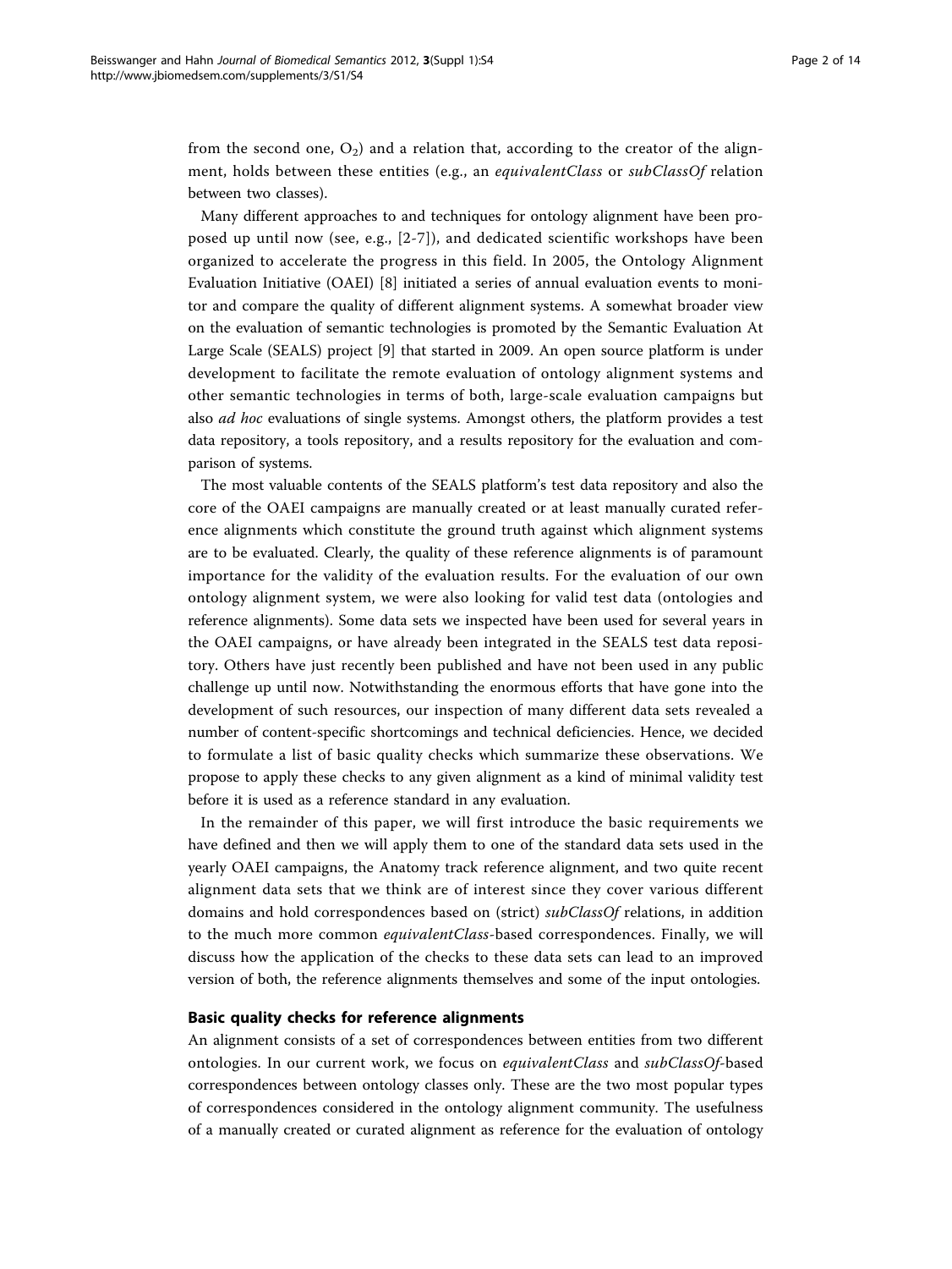from the second one, $O_2$) and a relation that, according to the creator of the alignment, holds between these entities (e.g., an *equivalentClass* or *subClassOf* relation between two classes).

Many different approaches to and techniques for ontology alignment have been proposed up until now (see, e.g., [2-7]), and dedicated scientific workshops have been organized to accelerate the progress in this field. In 2005, the Ontology Alignment Evaluation Initiative (OAEI) [8] initiated a series of annual evaluation events to monitor and compare the quality of different alignment systems. A somewhat broader view on the evaluation of semantic technologies is promoted by the Semantic Evaluation At Large Scale (SEALS) project [9] that started in 2009. An open source platform is under development to facilitate the remote evaluation of ontology alignment systems and other semantic technologies in terms of both, large-scale evaluation campaigns but also *ad hoc* evaluations of single systems. Amongst others, the platform provides a test data repository, a tools repository, and a results repository for the evaluation and comparison of systems.

The most valuable contents of the SEALS platform's test data repository and also the core of the OAEI campaigns are manually created or at least manually curated reference alignments which constitute the ground truth against which alignment systems are to be evaluated. Clearly, the quality of these reference alignments is of paramount importance for the validity of the evaluation results. For the evaluation of our own ontology alignment system, we were also looking for valid test data (ontologies and reference alignments). Some data sets we inspected have been used for several years in the OAEI campaigns, or have already been integrated in the SEALS test data repository. Others have just recently been published and have not been used in any public challenge up until now. Notwithstanding the enormous efforts that have gone into the development of such resources, our inspection of many different data sets revealed a number of content-specific shortcomings and technical deficiencies. Hence, we decided to formulate a list of basic quality checks which summarize these observations. We propose to apply these checks to any given alignment as a kind of minimal validity test before it is used as a reference standard in any evaluation.

In the remainder of this paper, we will first introduce the basic requirements we have defined and then we will apply them to one of the standard data sets used in the yearly OAEI campaigns, the Anatomy track reference alignment, and two quite recent alignment data sets that we think are of interest since they cover various different domains and hold correspondences based on (strict) *subClassOf* relations, in addition to the much more common *equivalentClass*-based correspondences. Finally, we will discuss how the application of the checks to these data sets can lead to an improved version of both, the reference alignments themselves and some of the input ontologies.

## Basic quality checks for reference alignments

An alignment consists of a set of correspondences between entities from two different ontologies. In our current work, we focus on *equivalentClass* and *subClassOf*-based correspondences between ontology classes only. These are the two most popular types of correspondences considered in the ontology alignment community. The usefulness of a manually created or curated alignment as reference for the evaluation of ontology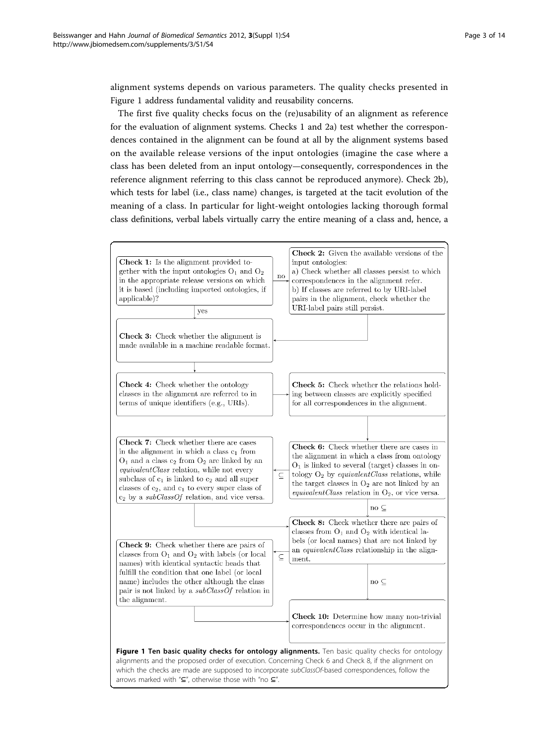alignment systems depends on various parameters. The quality checks presented in Figure 1 address fundamental validity and reusability concerns.

The first five quality checks focus on the (re)usability of an alignment as reference for the evaluation of alignment systems. Checks 1 and 2a) test whether the correspondences contained in the alignment can be found at all by the alignment systems based on the available release versions of the input ontologies (imagine the case where a class has been deleted from an input ontology—consequently, correspondences in the reference alignment referring to this class cannot be reproduced anymore). Check 2b), which tests for label (i.e., class name) changes, is targeted at the tacit evolution of the meaning of a class. In particular for light-weight ontologies lacking thorough formal class definitions, verbal labels virtually carry the entire meaning of a class and, hence, a

**Check 1:** Is the alignment provided together with the input ontologies $O_1$ and $O_2$ in the appropriate release versions on which it is based (including imported ontologies, if applicable)?
- yes → Check 3
- no → Check 2

**Check 2:** Given the available versions of the input ontologies:
a) Check whether all classes persist to which correspondences in the alignment refer.
b) If classes are referred to by URI-label pairs in the alignment, check whether the URI-label pairs still persist.

**Check 3:** Check whether the alignment is made available in a machine readable format.

**Check 4:** Check whether the ontology classes in the alignment are referred to in terms of unique identifiers (e.g., URIs).

**Check 5:** Check whether the relations holding between classes are explicitly specified for all correspondences in the alignment.

**Check 6:** Check whether there are cases in the alignment in which a class from ontology $O_1$ is linked to several (target) classes in ontology $O_2$ by *equivalentClass* relations, while the target classes in $O_2$ are not linked by an *equivalentClass* relation in $O_2$, or vice versa.
- $\subseteq$ → Check 7
- no $\subseteq$ → Check 8

**Check 7:** Check whether there are cases in the alignment in which a class $c_1$ from $O_1$ and a class $c_2$ from $O_2$ are linked by an *equivalentClass* relation, while not every subclass of $c_1$ is linked to $c_2$ and all super classes of $c_2$, and $c_1$ to every super class of $c_2$ by a *subClassOf* relation, and vice versa.

**Check 8:** Check whether there are pairs of classes from $O_1$ and $O_2$ with identical labels (or local names) that are not linked by an *equivalentClass* relationship in the alignment.
- $\subseteq$ → Check 9
- no $\subseteq$ → Check 10

**Check 9:** Check whether there are pairs of classes from $O_1$ and $O_2$ with labels (or local names) with identical syntactic heads that fulfill the condition that one label (or local name) includes the other although the class pair is not linked by a *subClassOf* relation in the alignment.

**Check 10:** Determine how many non-trivial correspondences occur in the alignment.

**Figure 1 Ten basic quality checks for ontology alignments.** Ten basic quality checks for ontology alignments and the proposed order of execution. Concerning Check 6 and Check 8, if the alignment on which the checks are made are supposed to incorporate *subClassOf*-based correspondences, follow the arrows marked with "⊆", otherwise those with "no ⊆".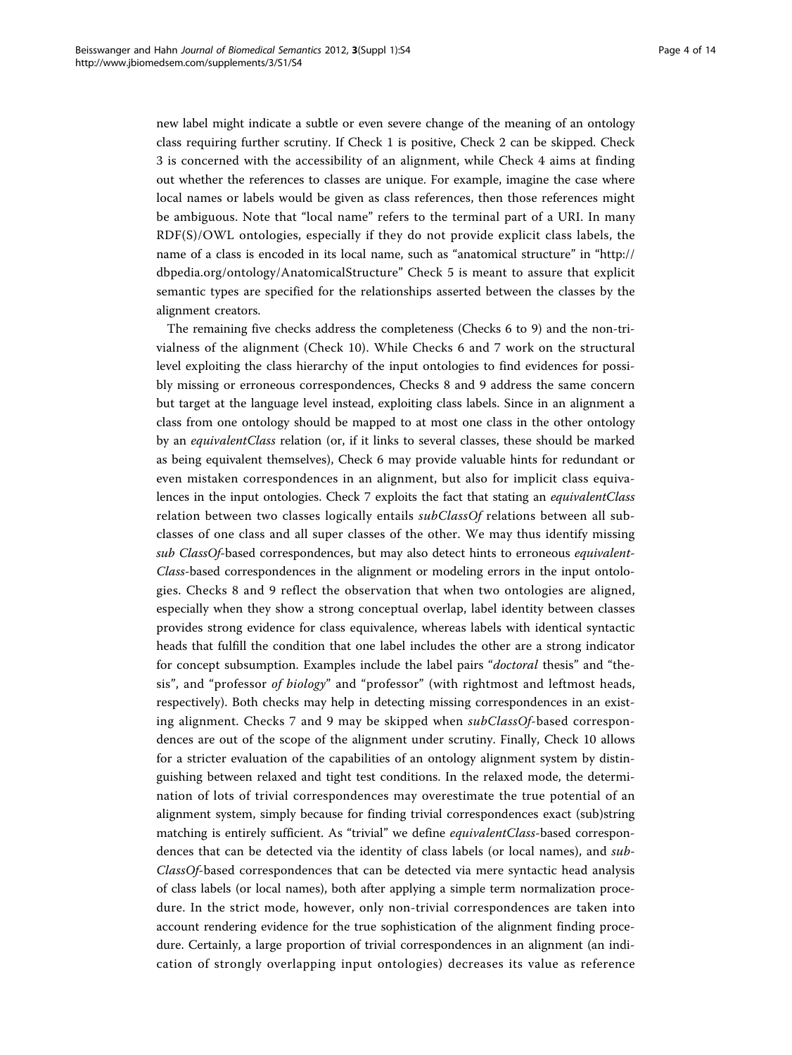new label might indicate a subtle or even severe change of the meaning of an ontology class requiring further scrutiny. If Check 1 is positive, Check 2 can be skipped. Check 3 is concerned with the accessibility of an alignment, while Check 4 aims at finding out whether the references to classes are unique. For example, imagine the case where local names or labels would be given as class references, then those references might be ambiguous. Note that "local name" refers to the terminal part of a URI. In many RDF(S)/OWL ontologies, especially if they do not provide explicit class labels, the name of a class is encoded in its local name, such as "anatomical structure" in "http://dbpedia.org/ontology/AnatomicalStructure" Check 5 is meant to assure that explicit semantic types are specified for the relationships asserted between the classes by the alignment creators.

The remaining five checks address the completeness (Checks 6 to 9) and the non-trivialness of the alignment (Check 10). While Checks 6 and 7 work on the structural level exploiting the class hierarchy of the input ontologies to find evidences for possibly missing or erroneous correspondences, Checks 8 and 9 address the same concern but target at the language level instead, exploiting class labels. Since in an alignment a class from one ontology should be mapped to at most one class in the other ontology by an *equivalentClass* relation (or, if it links to several classes, these should be marked as being equivalent themselves), Check 6 may provide valuable hints for redundant or even mistaken correspondences in an alignment, but also for implicit class equivalences in the input ontologies. Check 7 exploits the fact that stating an *equivalentClass* relation between two classes logically entails *subClassOf* relations between all subclasses of one class and all super classes of the other. We may thus identify missing *sub ClassOf*-based correspondences, but may also detect hints to erroneous *equivalentClass*-based correspondences in the alignment or modeling errors in the input ontologies. Checks 8 and 9 reflect the observation that when two ontologies are aligned, especially when they show a strong conceptual overlap, label identity between classes provides strong evidence for class equivalence, whereas labels with identical syntactic heads that fulfill the condition that one label includes the other are a strong indicator for concept subsumption. Examples include the label pairs "*doctoral* thesis" and "thesis", and "professor *of biology*" and "professor" (with rightmost and leftmost heads, respectively). Both checks may help in detecting missing correspondences in an existing alignment. Checks 7 and 9 may be skipped when *subClassOf*-based correspondences are out of the scope of the alignment under scrutiny. Finally, Check 10 allows for a stricter evaluation of the capabilities of an ontology alignment system by distinguishing between relaxed and tight test conditions. In the relaxed mode, the determination of lots of trivial correspondences may overestimate the true potential of an alignment system, simply because for finding trivial correspondences exact (sub)string matching is entirely sufficient. As "trivial" we define *equivalentClass*-based correspondences that can be detected via the identity of class labels (or local names), and *subClassOf*-based correspondences that can be detected via mere syntactic head analysis of class labels (or local names), both after applying a simple term normalization procedure. In the strict mode, however, only non-trivial correspondences are taken into account rendering evidence for the true sophistication of the alignment finding procedure. Certainly, a large proportion of trivial correspondences in an alignment (an indication of strongly overlapping input ontologies) decreases its value as reference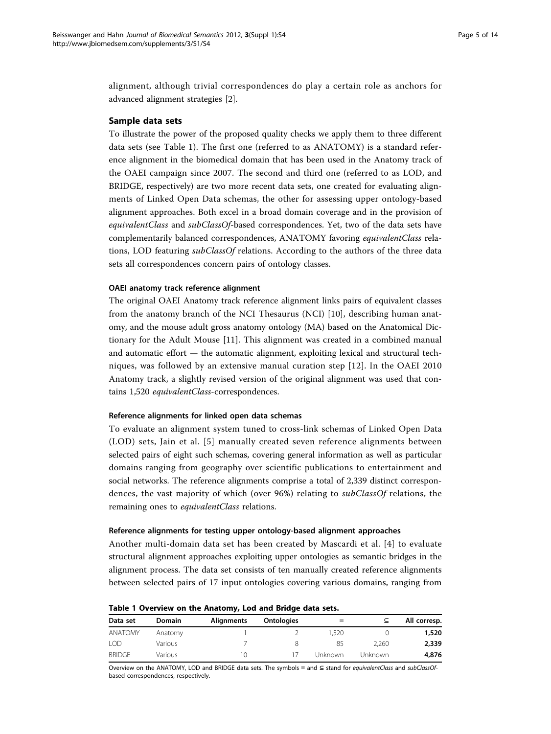alignment, although trivial correspondences do play a certain role as anchors for advanced alignment strategies [2].

## Sample data sets

To illustrate the power of the proposed quality checks we apply them to three different data sets (see Table 1). The first one (referred to as ANATOMY) is a standard reference alignment in the biomedical domain that has been used in the Anatomy track of the OAEI campaign since 2007. The second and third one (referred to as LOD, and BRIDGE, respectively) are two more recent data sets, one created for evaluating alignments of Linked Open Data schemas, the other for assessing upper ontology-based alignment approaches. Both excel in a broad domain coverage and in the provision of *equivalentClass* and *subClassOf*-based correspondences. Yet, two of the data sets have complementarily balanced correspondences, ANATOMY favoring *equivalentClass* relations, LOD featuring *subClassOf* relations. According to the authors of the three data sets all correspondences concern pairs of ontology classes.

### OAEI anatomy track reference alignment

The original OAEI Anatomy track reference alignment links pairs of equivalent classes from the anatomy branch of the NCI Thesaurus (NCI) [10], describing human anatomy, and the mouse adult gross anatomy ontology (MA) based on the Anatomical Dictionary for the Adult Mouse [11]. This alignment was created in a combined manual and automatic effort — the automatic alignment, exploiting lexical and structural techniques, was followed by an extensive manual curation step [12]. In the OAEI 2010 Anatomy track, a slightly revised version of the original alignment was used that contains 1,520 *equivalentClass*-correspondences.

### Reference alignments for linked open data schemas

To evaluate an alignment system tuned to cross-link schemas of Linked Open Data (LOD) sets, Jain et al. [5] manually created seven reference alignments between selected pairs of eight such schemas, covering general information as well as particular domains ranging from geography over scientific publications to entertainment and social networks. The reference alignments comprise a total of 2,339 distinct correspondences, the vast majority of which (over 96%) relating to *subClassOf* relations, the remaining ones to *equivalentClass* relations.

### Reference alignments for testing upper ontology-based alignment approaches

Another multi-domain data set has been created by Mascardi et al. [4] to evaluate structural alignment approaches exploiting upper ontologies as semantic bridges in the alignment process. The data set consists of ten manually created reference alignments between selected pairs of 17 input ontologies covering various domains, ranging from

**Table 1 Overview on the Anatomy, Lod and Bridge data sets.**

| Data set | Domain | Alignments | Ontologies | $\equiv$ | $\subseteq$ | All corresp. |
|---|---|---|---|---|---|---|
| ANATOMY | Anatomy | 1 | 2 | 1,520 | 0 | **1,520** |
| LOD | Various | 7 | 8 | 85 | 2,260 | **2,339** |
| BRIDGE | Various | 10 | 17 | Unknown | Unknown | **4,876** |

Overview on the ANATOMY, LOD and BRIDGE data sets. The symbols $\equiv$ and $\subseteq$ stand for *equivalentClass* and *subClassOf*-based correspondences, respectively.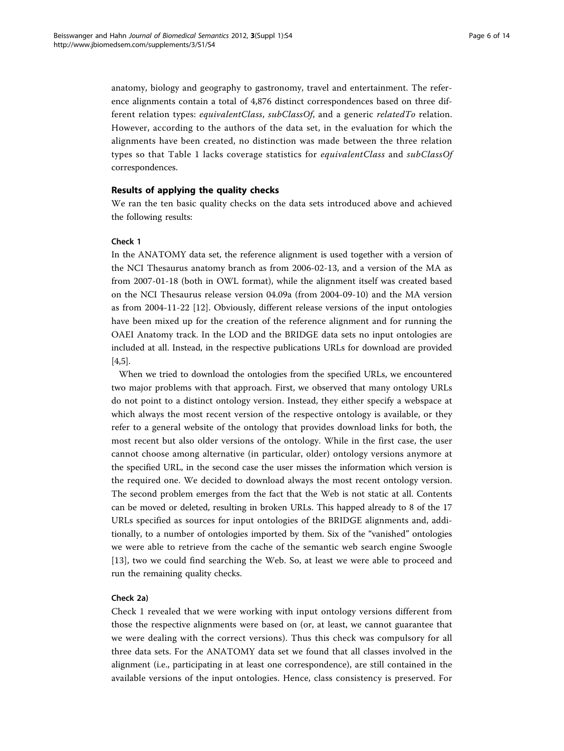anatomy, biology and geography to gastronomy, travel and entertainment. The reference alignments contain a total of 4,876 distinct correspondences based on three different relation types: *equivalentClass*, *subClassOf*, and a generic *relatedTo* relation. However, according to the authors of the data set, in the evaluation for which the alignments have been created, no distinction was made between the three relation types so that Table 1 lacks coverage statistics for *equivalentClass* and *subClassOf* correspondences.

### Results of applying the quality checks

We ran the ten basic quality checks on the data sets introduced above and achieved the following results:

#### Check 1

In the ANATOMY data set, the reference alignment is used together with a version of the NCI Thesaurus anatomy branch as from 2006-02-13, and a version of the MA as from 2007-01-18 (both in OWL format), while the alignment itself was created based on the NCI Thesaurus release version 04.09a (from 2004-09-10) and the MA version as from 2004-11-22 [12]. Obviously, different release versions of the input ontologies have been mixed up for the creation of the reference alignment and for running the OAEI Anatomy track. In the LOD and the BRIDGE data sets no input ontologies are included at all. Instead, in the respective publications URLs for download are provided [4,5].

When we tried to download the ontologies from the specified URLs, we encountered two major problems with that approach. First, we observed that many ontology URLs do not point to a distinct ontology version. Instead, they either specify a webspace at which always the most recent version of the respective ontology is available, or they refer to a general website of the ontology that provides download links for both, the most recent but also older versions of the ontology. While in the first case, the user cannot choose among alternative (in particular, older) ontology versions anymore at the specified URL, in the second case the user misses the information which version is the required one. We decided to download always the most recent ontology version. The second problem emerges from the fact that the Web is not static at all. Contents can be moved or deleted, resulting in broken URLs. This happed already to 8 of the 17 URLs specified as sources for input ontologies of the BRIDGE alignments and, additionally, to a number of ontologies imported by them. Six of the "vanished" ontologies we were able to retrieve from the cache of the semantic web search engine Swoogle [13], two we could find searching the Web. So, at least we were able to proceed and run the remaining quality checks.

#### Check 2a)

Check 1 revealed that we were working with input ontology versions different from those the respective alignments were based on (or, at least, we cannot guarantee that we were dealing with the correct versions). Thus this check was compulsory for all three data sets. For the ANATOMY data set we found that all classes involved in the alignment (i.e., participating in at least one correspondence), are still contained in the available versions of the input ontologies. Hence, class consistency is preserved. For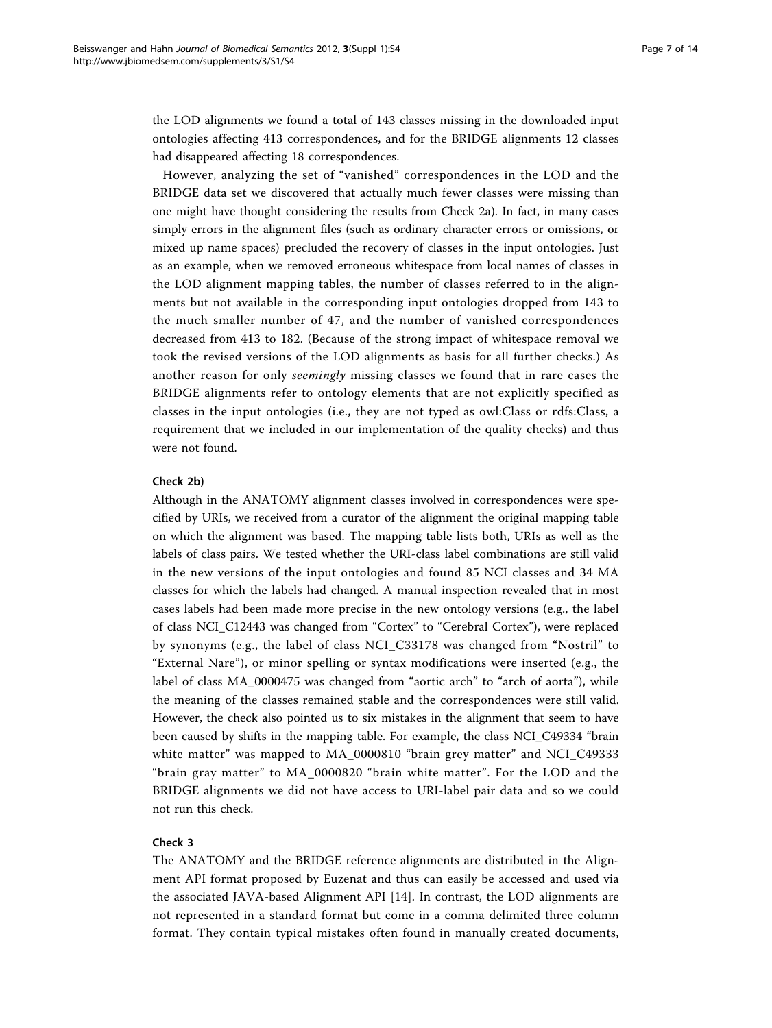the LOD alignments we found a total of 143 classes missing in the downloaded input ontologies affecting 413 correspondences, and for the BRIDGE alignments 12 classes had disappeared affecting 18 correspondences.

However, analyzing the set of "vanished" correspondences in the LOD and the BRIDGE data set we discovered that actually much fewer classes were missing than one might have thought considering the results from Check 2a). In fact, in many cases simply errors in the alignment files (such as ordinary character errors or omissions, or mixed up name spaces) precluded the recovery of classes in the input ontologies. Just as an example, when we removed erroneous whitespace from local names of classes in the LOD alignment mapping tables, the number of classes referred to in the alignments but not available in the corresponding input ontologies dropped from 143 to the much smaller number of 47, and the number of vanished correspondences decreased from 413 to 182. (Because of the strong impact of whitespace removal we took the revised versions of the LOD alignments as basis for all further checks.) As another reason for only *seemingly* missing classes we found that in rare cases the BRIDGE alignments refer to ontology elements that are not explicitly specified as classes in the input ontologies (i.e., they are not typed as owl:Class or rdfs:Class, a requirement that we included in our implementation of the quality checks) and thus were not found.

#### Check 2b)

Although in the ANATOMY alignment classes involved in correspondences were specified by URIs, we received from a curator of the alignment the original mapping table on which the alignment was based. The mapping table lists both, URIs as well as the labels of class pairs. We tested whether the URI-class label combinations are still valid in the new versions of the input ontologies and found 85 NCI classes and 34 MA classes for which the labels had changed. A manual inspection revealed that in most cases labels had been made more precise in the new ontology versions (e.g., the label of class NCI_C12443 was changed from "Cortex" to "Cerebral Cortex"), were replaced by synonyms (e.g., the label of class NCI_C33178 was changed from "Nostril" to "External Nare"), or minor spelling or syntax modifications were inserted (e.g., the label of class MA_0000475 was changed from "aortic arch" to "arch of aorta"), while the meaning of the classes remained stable and the correspondences were still valid. However, the check also pointed us to six mistakes in the alignment that seem to have been caused by shifts in the mapping table. For example, the class NCI_C49334 "brain white matter" was mapped to MA_0000810 "brain grey matter" and NCI_C49333 "brain gray matter" to MA_0000820 "brain white matter". For the LOD and the BRIDGE alignments we did not have access to URI-label pair data and so we could not run this check.

#### Check 3

The ANATOMY and the BRIDGE reference alignments are distributed in the Alignment API format proposed by Euzenat and thus can easily be accessed and used via the associated JAVA-based Alignment API [14]. In contrast, the LOD alignments are not represented in a standard format but come in a comma delimited three column format. They contain typical mistakes often found in manually created documents,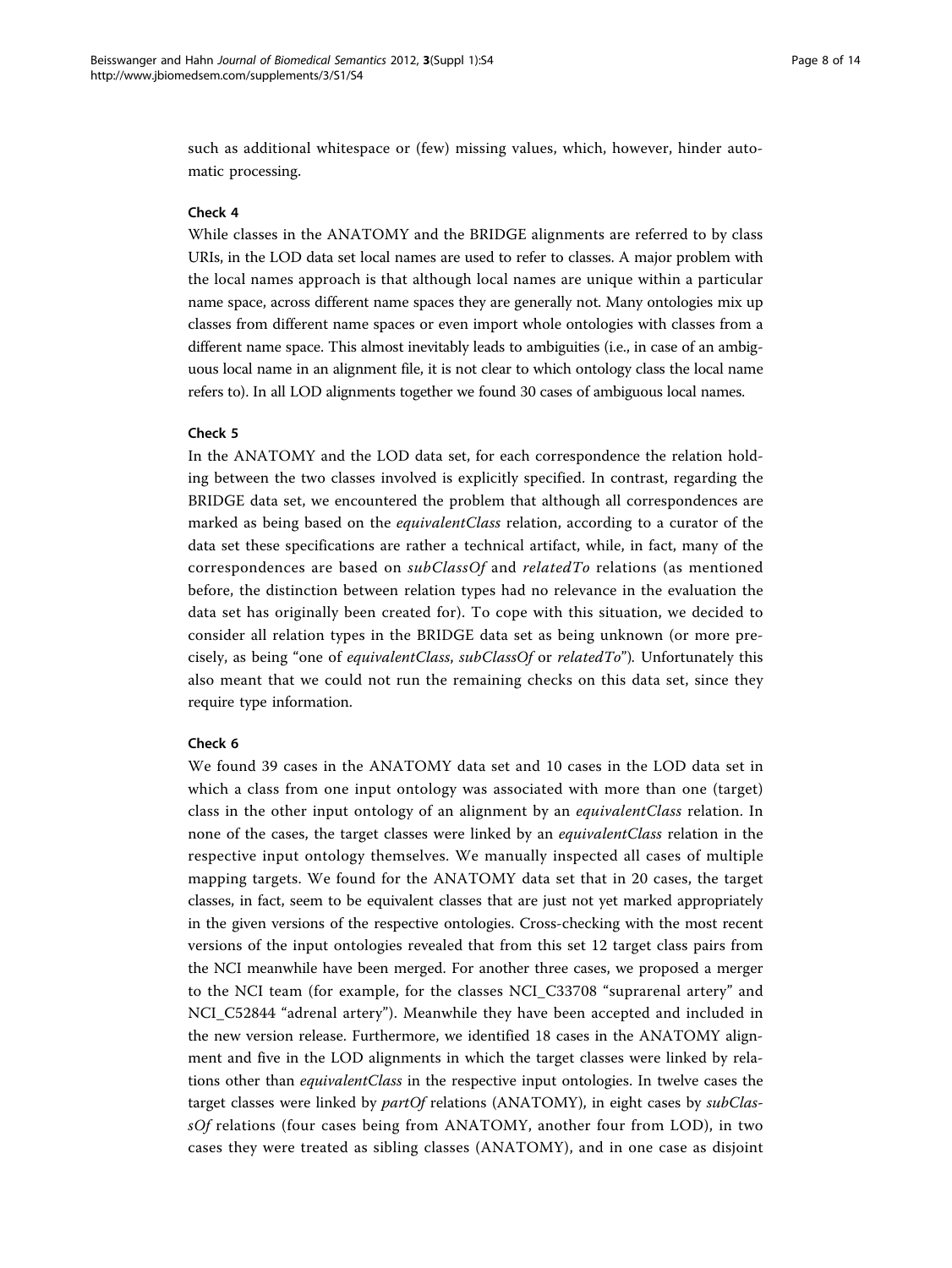such as additional whitespace or (few) missing values, which, however, hinder automatic processing.

#### Check 4

While classes in the ANATOMY and the BRIDGE alignments are referred to by class URIs, in the LOD data set local names are used to refer to classes. A major problem with the local names approach is that although local names are unique within a particular name space, across different name spaces they are generally not. Many ontologies mix up classes from different name spaces or even import whole ontologies with classes from a different name space. This almost inevitably leads to ambiguities (i.e., in case of an ambiguous local name in an alignment file, it is not clear to which ontology class the local name refers to). In all LOD alignments together we found 30 cases of ambiguous local names.

#### Check 5

In the ANATOMY and the LOD data set, for each correspondence the relation holding between the two classes involved is explicitly specified. In contrast, regarding the BRIDGE data set, we encountered the problem that although all correspondences are marked as being based on the *equivalentClass* relation, according to a curator of the data set these specifications are rather a technical artifact, while, in fact, many of the correspondences are based on *subClassOf* and *relatedTo* relations (as mentioned before, the distinction between relation types had no relevance in the evaluation the data set has originally been created for). To cope with this situation, we decided to consider all relation types in the BRIDGE data set as being unknown (or more precisely, as being "one of *equivalentClass*, *subClassOf* or *relatedTo*"). Unfortunately this also meant that we could not run the remaining checks on this data set, since they require type information.

#### Check 6

We found 39 cases in the ANATOMY data set and 10 cases in the LOD data set in which a class from one input ontology was associated with more than one (target) class in the other input ontology of an alignment by an *equivalentClass* relation. In none of the cases, the target classes were linked by an *equivalentClass* relation in the respective input ontology themselves. We manually inspected all cases of multiple mapping targets. We found for the ANATOMY data set that in 20 cases, the target classes, in fact, seem to be equivalent classes that are just not yet marked appropriately in the given versions of the respective ontologies. Cross-checking with the most recent versions of the input ontologies revealed that from this set 12 target class pairs from the NCI meanwhile have been merged. For another three cases, we proposed a merger to the NCI team (for example, for the classes NCI_C33708 "suprarenal artery" and NCI_C52844 "adrenal artery"). Meanwhile they have been accepted and included in the new version release. Furthermore, we identified 18 cases in the ANATOMY alignment and five in the LOD alignments in which the target classes were linked by relations other than *equivalentClass* in the respective input ontologies. In twelve cases the target classes were linked by *partOf* relations (ANATOMY), in eight cases by *subClassOf* relations (four cases being from ANATOMY, another four from LOD), in two cases they were treated as sibling classes (ANATOMY), and in one case as disjoint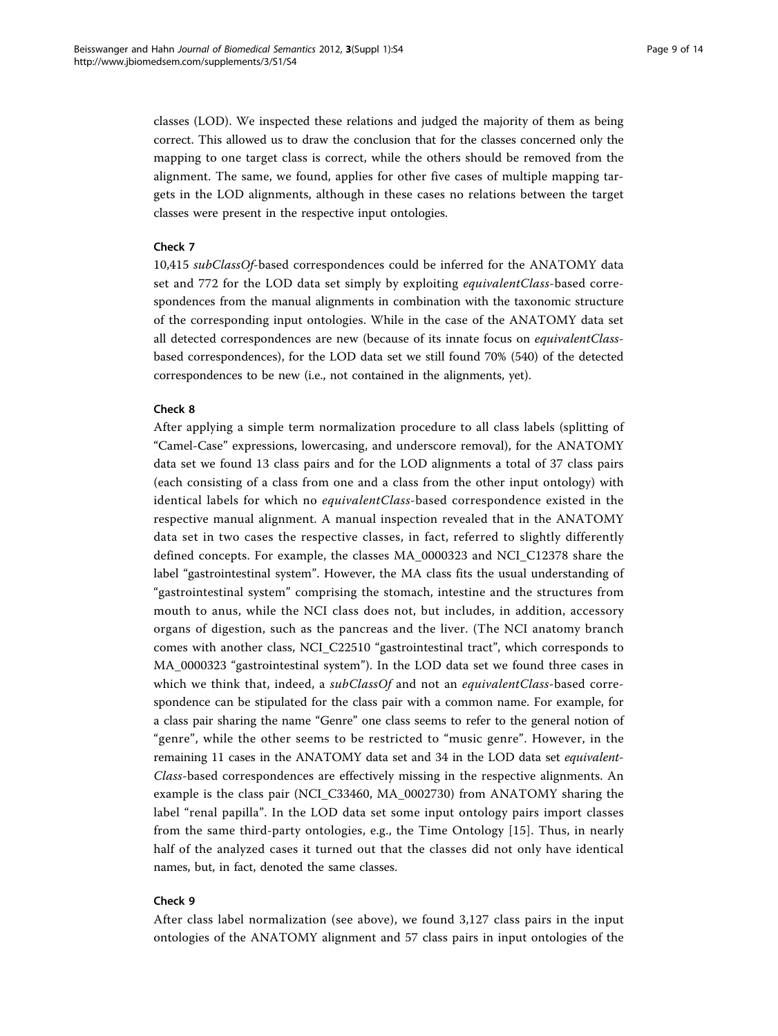classes (LOD). We inspected these relations and judged the majority of them as being correct. This allowed us to draw the conclusion that for the classes concerned only the mapping to one target class is correct, while the others should be removed from the alignment. The same, we found, applies for other five cases of multiple mapping targets in the LOD alignments, although in these cases no relations between the target classes were present in the respective input ontologies.

#### Check 7

10,415 *subClassOf*-based correspondences could be inferred for the ANATOMY data set and 772 for the LOD data set simply by exploiting *equivalentClass*-based correspondences from the manual alignments in combination with the taxonomic structure of the corresponding input ontologies. While in the case of the ANATOMY data set all detected correspondences are new (because of its innate focus on *equivalentClass*-based correspondences), for the LOD data set we still found 70% (540) of the detected correspondences to be new (i.e., not contained in the alignments, yet).

#### Check 8

After applying a simple term normalization procedure to all class labels (splitting of "Camel-Case" expressions, lowercasing, and underscore removal), for the ANATOMY data set we found 13 class pairs and for the LOD alignments a total of 37 class pairs (each consisting of a class from one and a class from the other input ontology) with identical labels for which no *equivalentClass*-based correspondence existed in the respective manual alignment. A manual inspection revealed that in the ANATOMY data set in two cases the respective classes, in fact, referred to slightly differently defined concepts. For example, the classes MA_0000323 and NCI_C12378 share the label "gastrointestinal system". However, the MA class fits the usual understanding of "gastrointestinal system" comprising the stomach, intestine and the structures from mouth to anus, while the NCI class does not, but includes, in addition, accessory organs of digestion, such as the pancreas and the liver. (The NCI anatomy branch comes with another class, NCI_C22510 "gastrointestinal tract", which corresponds to MA_0000323 "gastrointestinal system"). In the LOD data set we found three cases in which we think that, indeed, a *subClassOf* and not an *equivalentClass*-based correspondence can be stipulated for the class pair with a common name. For example, for a class pair sharing the name "Genre" one class seems to refer to the general notion of "genre", while the other seems to be restricted to "music genre". However, in the remaining 11 cases in the ANATOMY data set and 34 in the LOD data set *equivalentClass*-based correspondences are effectively missing in the respective alignments. An example is the class pair (NCI_C33460, MA_0002730) from ANATOMY sharing the label "renal papilla". In the LOD data set some input ontology pairs import classes from the same third-party ontologies, e.g., the Time Ontology [15]. Thus, in nearly half of the analyzed cases it turned out that the classes did not only have identical names, but, in fact, denoted the same classes.

#### Check 9

After class label normalization (see above), we found 3,127 class pairs in the input ontologies of the ANATOMY alignment and 57 class pairs in input ontologies of the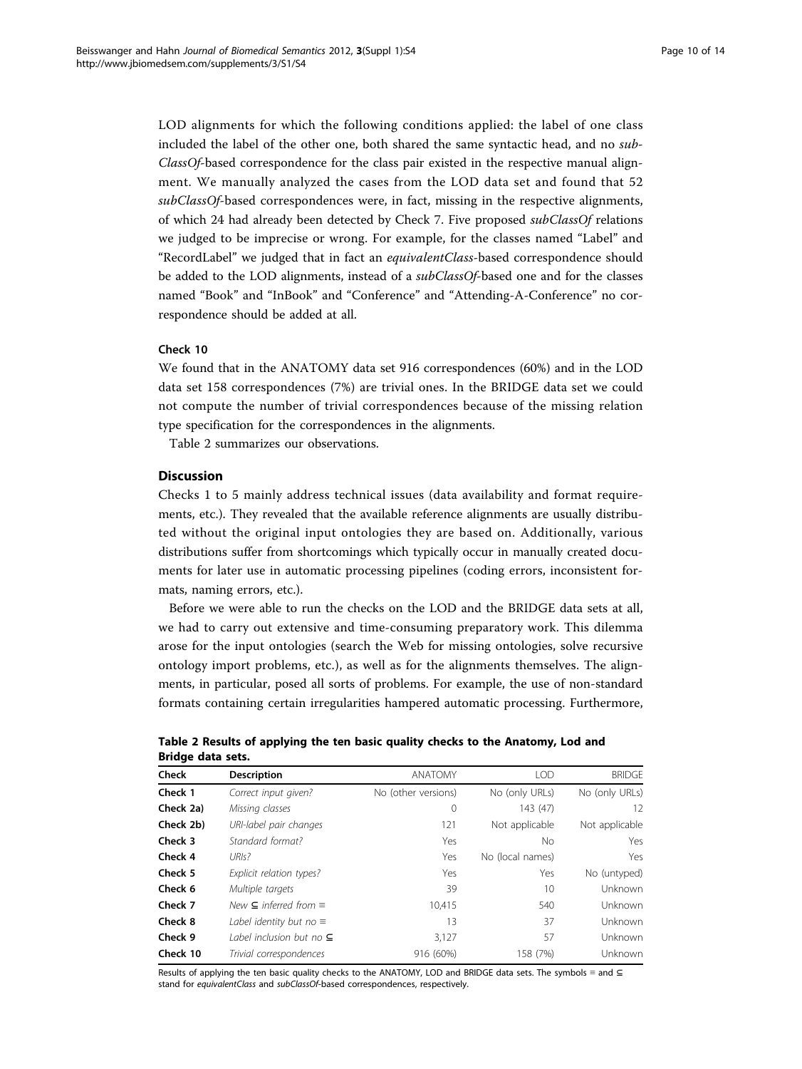LOD alignments for which the following conditions applied: the label of one class included the label of the other one, both shared the same syntactic head, and no *subClassOf*-based correspondence for the class pair existed in the respective manual alignment. We manually analyzed the cases from the LOD data set and found that 52 *subClassOf*-based correspondences were, in fact, missing in the respective alignments, of which 24 had already been detected by Check 7. Five proposed *subClassOf* relations we judged to be imprecise or wrong. For example, for the classes named "Label" and "RecordLabel" we judged that in fact an *equivalentClass*-based correspondence should be added to the LOD alignments, instead of a *subClassOf*-based one and for the classes named "Book" and "InBook" and "Conference" and "Attending-A-Conference" no correspondence should be added at all.

#### Check 10

We found that in the ANATOMY data set 916 correspondences (60%) and in the LOD data set 158 correspondences (7%) are trivial ones. In the BRIDGE data set we could not compute the number of trivial correspondences because of the missing relation type specification for the correspondences in the alignments.

Table 2 summarizes our observations.

### Discussion

Checks 1 to 5 mainly address technical issues (data availability and format requirements, etc.). They revealed that the available reference alignments are usually distributed without the original input ontologies they are based on. Additionally, various distributions suffer from shortcomings which typically occur in manually created documents for later use in automatic processing pipelines (coding errors, inconsistent formats, naming errors, etc.).

Before we were able to run the checks on the LOD and the BRIDGE data sets at all, we had to carry out extensive and time-consuming preparatory work. This dilemma arose for the input ontologies (search the Web for missing ontologies, solve recursive ontology import problems, etc.), as well as for the alignments themselves. The alignments, in particular, posed all sorts of problems. For example, the use of non-standard formats containing certain irregularities hampered automatic processing. Furthermore,

**Table 2 Results of applying the ten basic quality checks to the Anatomy, Lod and Bridge data sets.**

| Check | Description | ANATOMY | LOD | BRIDGE |
|---|---|---|---|---|
| **Check 1** | *Correct input given?* | No (other versions) | No (only URLs) | No (only URLs) |
| **Check 2a)** | *Missing classes* | 0 | 143 (47) | 12 |
| **Check 2b)** | *URI-label pair changes* | 121 | Not applicable | Not applicable |
| **Check 3** | *Standard format?* | Yes | No | Yes |
| **Check 4** | *URIs?* | Yes | No (local names) | Yes |
| **Check 5** | *Explicit relation types?* | Yes | Yes | No (untyped) |
| **Check 6** | *Multiple targets* | 39 | 10 | Unknown |
| **Check 7** | *New* $\subseteq$ *inferred from* $\equiv$ | 10,415 | 540 | Unknown |
| **Check 8** | *Label identity but no* $\equiv$ | 13 | 37 | Unknown |
| **Check 9** | *Label inclusion but no* $\subseteq$ | 3,127 | 57 | Unknown |
| **Check 10** | *Trivial correspondences* | 916 (60%) | 158 (7%) | Unknown |

Results of applying the ten basic quality checks to the ANATOMY, LOD and BRIDGE data sets. The symbols $\equiv$ and $\subseteq$ stand for *equivalentClass* and *subClassOf*-based correspondences, respectively.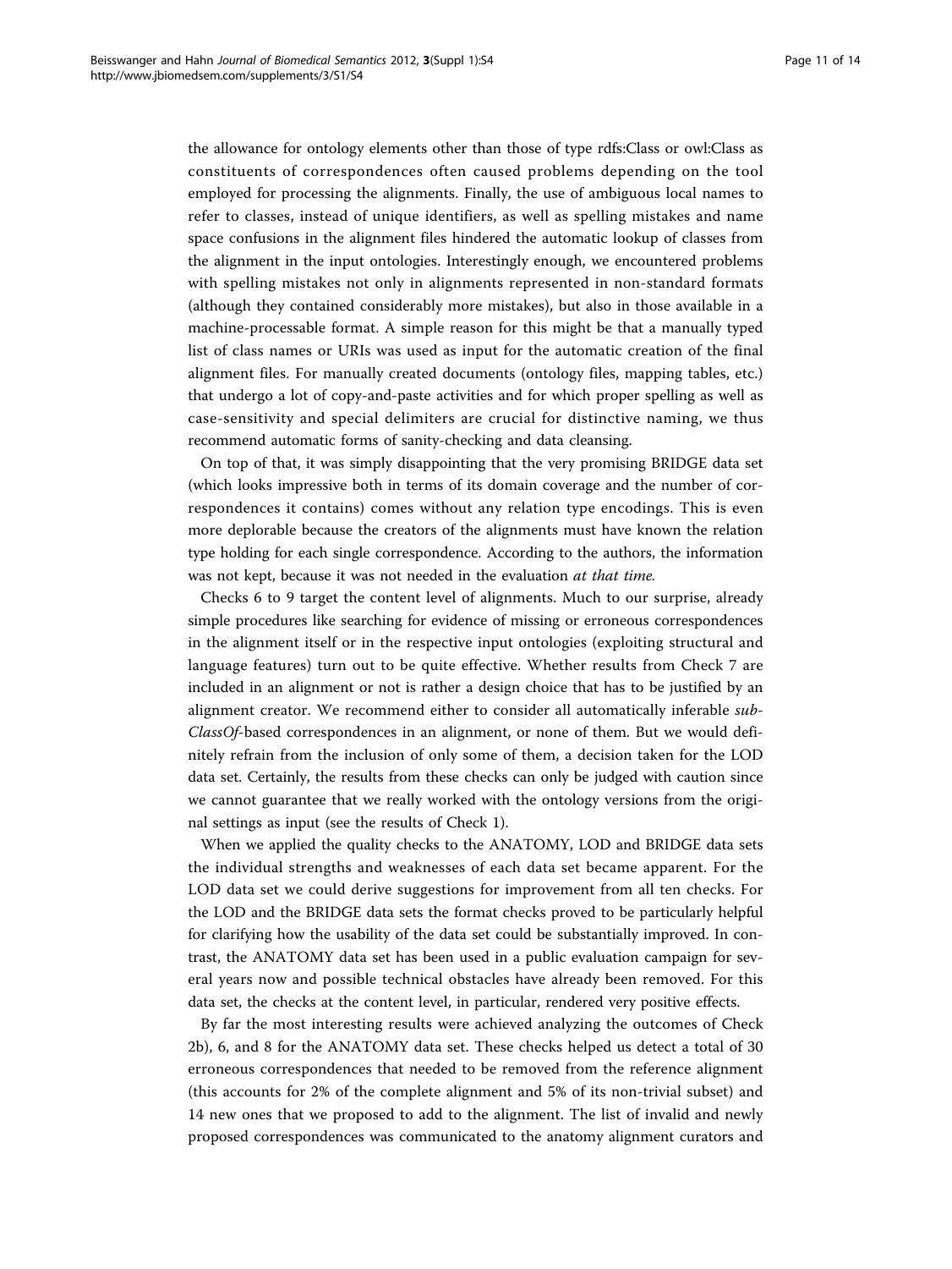the allowance for ontology elements other than those of type rdfs:Class or owl:Class as constituents of correspondences often caused problems depending on the tool employed for processing the alignments. Finally, the use of ambiguous local names to refer to classes, instead of unique identifiers, as well as spelling mistakes and name space confusions in the alignment files hindered the automatic lookup of classes from the alignment in the input ontologies. Interestingly enough, we encountered problems with spelling mistakes not only in alignments represented in non-standard formats (although they contained considerably more mistakes), but also in those available in a machine-processable format. A simple reason for this might be that a manually typed list of class names or URIs was used as input for the automatic creation of the final alignment files. For manually created documents (ontology files, mapping tables, etc.) that undergo a lot of copy-and-paste activities and for which proper spelling as well as case-sensitivity and special delimiters are crucial for distinctive naming, we thus recommend automatic forms of sanity-checking and data cleansing.

On top of that, it was simply disappointing that the very promising BRIDGE data set (which looks impressive both in terms of its domain coverage and the number of correspondences it contains) comes without any relation type encodings. This is even more deplorable because the creators of the alignments must have known the relation type holding for each single correspondence. According to the authors, the information was not kept, because it was not needed in the evaluation *at that time*.

Checks 6 to 9 target the content level of alignments. Much to our surprise, already simple procedures like searching for evidence of missing or erroneous correspondences in the alignment itself or in the respective input ontologies (exploiting structural and language features) turn out to be quite effective. Whether results from Check 7 are included in an alignment or not is rather a design choice that has to be justified by an alignment creator. We recommend either to consider all automatically inferable *subClassOf*-based correspondences in an alignment, or none of them. But we would definitely refrain from the inclusion of only some of them, a decision taken for the LOD data set. Certainly, the results from these checks can only be judged with caution since we cannot guarantee that we really worked with the ontology versions from the original settings as input (see the results of Check 1).

When we applied the quality checks to the ANATOMY, LOD and BRIDGE data sets the individual strengths and weaknesses of each data set became apparent. For the LOD data set we could derive suggestions for improvement from all ten checks. For the LOD and the BRIDGE data sets the format checks proved to be particularly helpful for clarifying how the usability of the data set could be substantially improved. In contrast, the ANATOMY data set has been used in a public evaluation campaign for several years now and possible technical obstacles have already been removed. For this data set, the checks at the content level, in particular, rendered very positive effects.

By far the most interesting results were achieved analyzing the outcomes of Check 2b), 6, and 8 for the ANATOMY data set. These checks helped us detect a total of 30 erroneous correspondences that needed to be removed from the reference alignment (this accounts for 2% of the complete alignment and 5% of its non-trivial subset) and 14 new ones that we proposed to add to the alignment. The list of invalid and newly proposed correspondences was communicated to the anatomy alignment curators and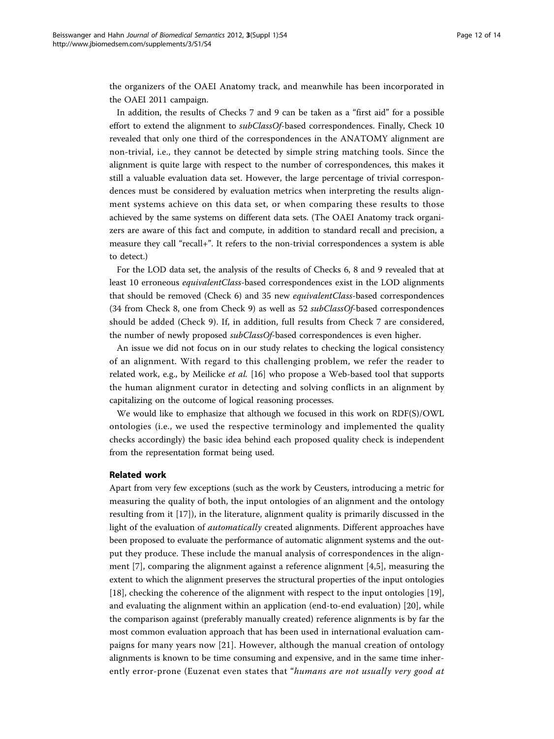the organizers of the OAEI Anatomy track, and meanwhile has been incorporated in the OAEI 2011 campaign.

In addition, the results of Checks 7 and 9 can be taken as a "first aid" for a possible effort to extend the alignment to *subClassOf*-based correspondences. Finally, Check 10 revealed that only one third of the correspondences in the ANATOMY alignment are non-trivial, i.e., they cannot be detected by simple string matching tools. Since the alignment is quite large with respect to the number of correspondences, this makes it still a valuable evaluation data set. However, the large percentage of trivial correspondences must be considered by evaluation metrics when interpreting the results alignment systems achieve on this data set, or when comparing these results to those achieved by the same systems on different data sets. (The OAEI Anatomy track organizers are aware of this fact and compute, in addition to standard recall and precision, a measure they call "recall+". It refers to the non-trivial correspondences a system is able to detect.)

For the LOD data set, the analysis of the results of Checks 6, 8 and 9 revealed that at least 10 erroneous *equivalentClass*-based correspondences exist in the LOD alignments that should be removed (Check 6) and 35 new *equivalentClass*-based correspondences (34 from Check 8, one from Check 9) as well as 52 *subClassOf*-based correspondences should be added (Check 9). If, in addition, full results from Check 7 are considered, the number of newly proposed *subClassOf*-based correspondences is even higher.

An issue we did not focus on in our study relates to checking the logical consistency of an alignment. With regard to this challenging problem, we refer the reader to related work, e.g., by Meilicke *et al.* [16] who propose a Web-based tool that supports the human alignment curator in detecting and solving conflicts in an alignment by capitalizing on the outcome of logical reasoning processes.

We would like to emphasize that although we focused in this work on RDF(S)/OWL ontologies (i.e., we used the respective terminology and implemented the quality checks accordingly) the basic idea behind each proposed quality check is independent from the representation format being used.

## Related work

Apart from very few exceptions (such as the work by Ceusters, introducing a metric for measuring the quality of both, the input ontologies of an alignment and the ontology resulting from it [17]), in the literature, alignment quality is primarily discussed in the light of the evaluation of *automatically* created alignments. Different approaches have been proposed to evaluate the performance of automatic alignment systems and the output they produce. These include the manual analysis of correspondences in the alignment [7], comparing the alignment against a reference alignment [4,5], measuring the extent to which the alignment preserves the structural properties of the input ontologies [18], checking the coherence of the alignment with respect to the input ontologies [19], and evaluating the alignment within an application (end-to-end evaluation) [20], while the comparison against (preferably manually created) reference alignments is by far the most common evaluation approach that has been used in international evaluation campaigns for many years now [21]. However, although the manual creation of ontology alignments is known to be time consuming and expensive, and in the same time inherently error-prone (Euzenat even states that "*humans are not usually very good at*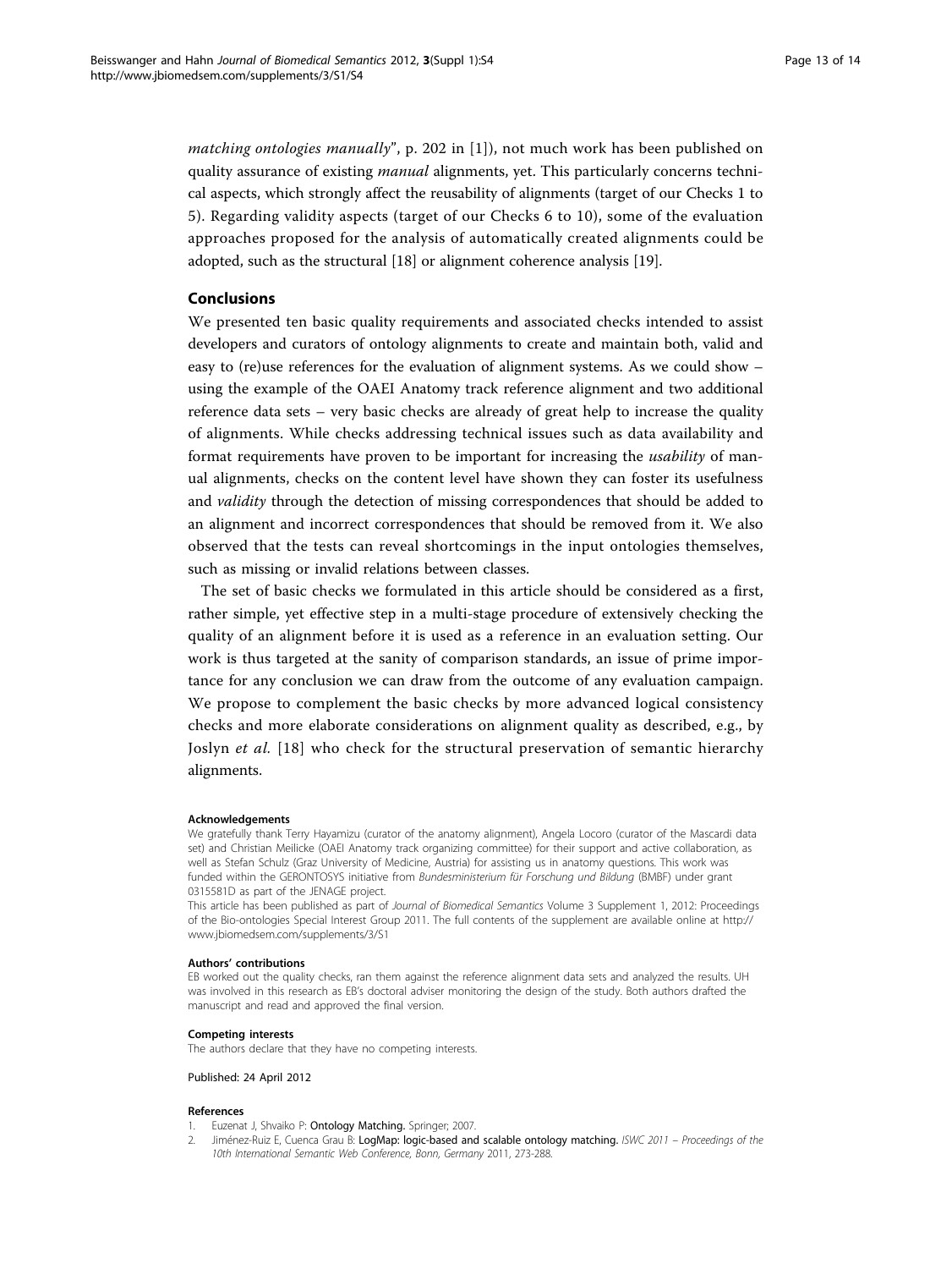*matching ontologies manually*", p. 202 in [1]), not much work has been published on quality assurance of existing *manual* alignments, yet. This particularly concerns technical aspects, which strongly affect the reusability of alignments (target of our Checks 1 to 5). Regarding validity aspects (target of our Checks 6 to 10), some of the evaluation approaches proposed for the analysis of automatically created alignments could be adopted, such as the structural [18] or alignment coherence analysis [19].

## Conclusions

We presented ten basic quality requirements and associated checks intended to assist developers and curators of ontology alignments to create and maintain both, valid and easy to (re)use references for the evaluation of alignment systems. As we could show – using the example of the OAEI Anatomy track reference alignment and two additional reference data sets – very basic checks are already of great help to increase the quality of alignments. While checks addressing technical issues such as data availability and format requirements have proven to be important for increasing the *usability* of manual alignments, checks on the content level have shown they can foster its usefulness and *validity* through the detection of missing correspondences that should be added to an alignment and incorrect correspondences that should be removed from it. We also observed that the tests can reveal shortcomings in the input ontologies themselves, such as missing or invalid relations between classes.

The set of basic checks we formulated in this article should be considered as a first, rather simple, yet effective step in a multi-stage procedure of extensively checking the quality of an alignment before it is used as a reference in an evaluation setting. Our work is thus targeted at the sanity of comparison standards, an issue of prime importance for any conclusion we can draw from the outcome of any evaluation campaign. We propose to complement the basic checks by more advanced logical consistency checks and more elaborate considerations on alignment quality as described, e.g., by Joslyn *et al.* [18] who check for the structural preservation of semantic hierarchy alignments.

#### Acknowledgements

We gratefully thank Terry Hayamizu (curator of the anatomy alignment), Angela Locoro (curator of the Mascardi data set) and Christian Meilicke (OAEI Anatomy track organizing committee) for their support and active collaboration, as well as Stefan Schulz (Graz University of Medicine, Austria) for assisting us in anatomy questions. This work was funded within the GERONTOSYS initiative from *Bundesministerium für Forschung und Bildung* (BMBF) under grant 0315581D as part of the JENAGE project.

This article has been published as part of *Journal of Biomedical Semantics* Volume 3 Supplement 1, 2012: Proceedings of the Bio-ontologies Special Interest Group 2011. The full contents of the supplement are available online at http://www.jbiomedsem.com/supplements/3/S1

#### Authors' contributions

EB worked out the quality checks, ran them against the reference alignment data sets and analyzed the results. UH was involved in this research as EB's doctoral adviser monitoring the design of the study. Both authors drafted the manuscript and read and approved the final version.

#### Competing interests

The authors declare that they have no competing interests.

Published: 24 April 2012

#### References

1. Euzenat J, Shvaiko P: **Ontology Matching.** Springer; 2007.
2. Jiménez-Ruiz E, Cuenca Grau B: **LogMap: logic-based and scalable ontology matching.** *ISWC 2011 – Proceedings of the 10th International Semantic Web Conference, Bonn, Germany* 2011, 273-288.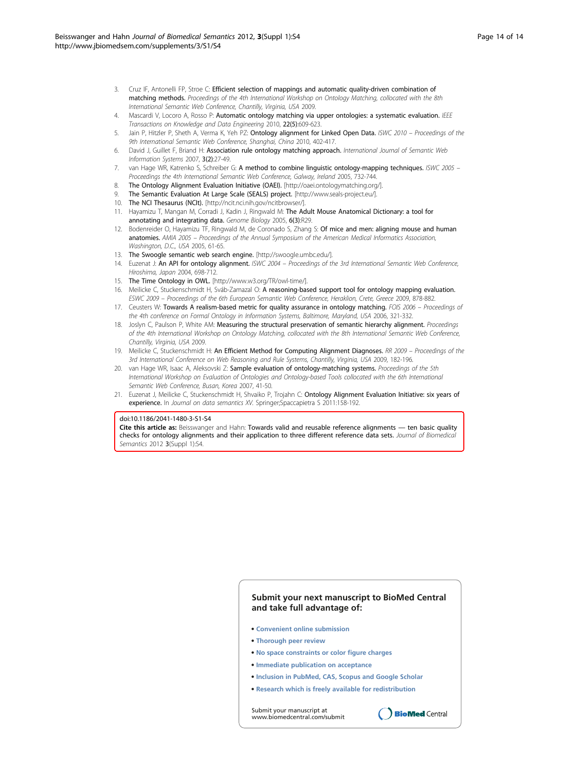3. Cruz IF, Antonelli FP, Stroe C: **Efficient selection of mappings and automatic quality-driven combination of matching methods.** *Proceedings of the 4th International Workshop on Ontology Matching, collocated with the 8th International Semantic Web Conference, Chantilly, Virginia, USA* 2009.
4. Mascardi V, Locoro A, Rosso P: **Automatic ontology matching via upper ontologies: a systematic evaluation.** *IEEE Transactions on Knowledge and Data Engineering* 2010, **22(5)**:609-623.
5. Jain P, Hitzler P, Sheth A, Verma K, Yeh PZ: **Ontology alignment for Linked Open Data.** *ISWC 2010 – Proceedings of the 9th International Semantic Web Conference, Shanghai, China* 2010, 402-417.
6. David J, Guillet F, Briand H: **Association rule ontology matching approach.** *International Journal of Semantic Web Information Systems* 2007, **3(2)**:27-49.
7. van Hage WR, Katrenko S, Schreiber G: **A method to combine linguistic ontology-mapping techniques.** *ISWC 2005 – Proceedings the 4th International Semantic Web Conference, Galway, Ireland* 2005, 732-744.
8. **The Ontology Alignment Evaluation Initiative (OAEI).** [http://oaei.ontologymatching.org/].
9. **The Semantic Evaluation At Large Scale (SEALS) project.** [http://www.seals-project.eu/].
10. **The NCI Thesaurus (NCIt).** [http://ncit.nci.nih.gov/ncitbrowser/].
11. Hayamizu T, Mangan M, Corradi J, Kadin J, Ringwald M: **The Adult Mouse Anatomical Dictionary: a tool for annotating and integrating data.** *Genome Biology* 2005, **6(3)**:R29.
12. Bodenreider O, Hayamizu TF, Ringwald M, de Coronado S, Zhang S: **Of mice and men: aligning mouse and human anatomies.** *AMIA 2005 – Proceedings of the Annual Symposium of the American Medical Informatics Association, Washington, D.C., USA* 2005, 61-65.
13. **The Swoogle semantic web search engine.** [http://swoogle.umbc.edu/].
14. Euzenat J: **An API for ontology alignment.** *ISWC 2004 – Proceedings of the 3rd International Semantic Web Conference, Hiroshima, Japan* 2004, 698-712.
15. **The Time Ontology in OWL.** [http://www.w3.org/TR/owl-time/].
16. Meilicke C, Stuckenschmidt H, Sváb-Zamazal O: **A reasoning-based support tool for ontology mapping evaluation.** *ESWC 2009 – Proceedings of the 6th European Semantic Web Conference, Heraklion, Crete, Greece* 2009, 878-882.
17. Ceusters W: **Towards A realism-based metric for quality assurance in ontology matching.** *FOIS 2006 – Proceedings of the 4th conference on Formal Ontology in Information Systems, Baltimore, Maryland, USA* 2006, 321-332.
18. Joslyn C, Paulson P, White AM: **Measuring the structural preservation of semantic hierarchy alignment.** *Proceedings of the 4th International Workshop on Ontology Matching, collocated with the 8th International Semantic Web Conference, Chantilly, Virginia, USA* 2009.
19. Meilicke C, Stuckenschmidt H: **An Efficient Method for Computing Alignment Diagnoses.** *RR 2009 – Proceedings of the 3rd International Conference on Web Reasoning and Rule Systems, Chantilly, Virginia, USA* 2009, 182-196.
20. van Hage WR, Isaac A, Aleksovski Z: **Sample evaluation of ontology-matching systems.** *Proceedings of the 5th International Workshop on Evaluation of Ontologies and Ontology-based Tools collocated with the 6th International Semantic Web Conference, Busan, Korea* 2007, 41-50.
21. Euzenat J, Meilicke C, Stuckenschmidt H, Shvaiko P, Trojahn C: **Ontology Alignment Evaluation Initiative: six years of experience.** In *Journal on data semantics XV.* Springer;Spaccapietra S 2011:158-192.

doi:10.1186/2041-1480-3-S1-S4

**Cite this article as:** Beisswanger and Hahn: Towards valid and reusable reference alignments — ten basic quality checks for ontology alignments and their application to three different reference data sets. *Journal of Biomedical Semantics* 2012 **3**(Suppl 1):S4.

**Submit your next manuscript to BioMed Central and take full advantage of:**

- **Convenient online submission**
- **Thorough peer review**
- **No space constraints or color figure charges**
- **Immediate publication on acceptance**
- **Inclusion in PubMed, CAS, Scopus and Google Scholar**
- **Research which is freely available for redistribution**

Submit your manuscript at
www.biomedcentral.com/submit

BioMed Central